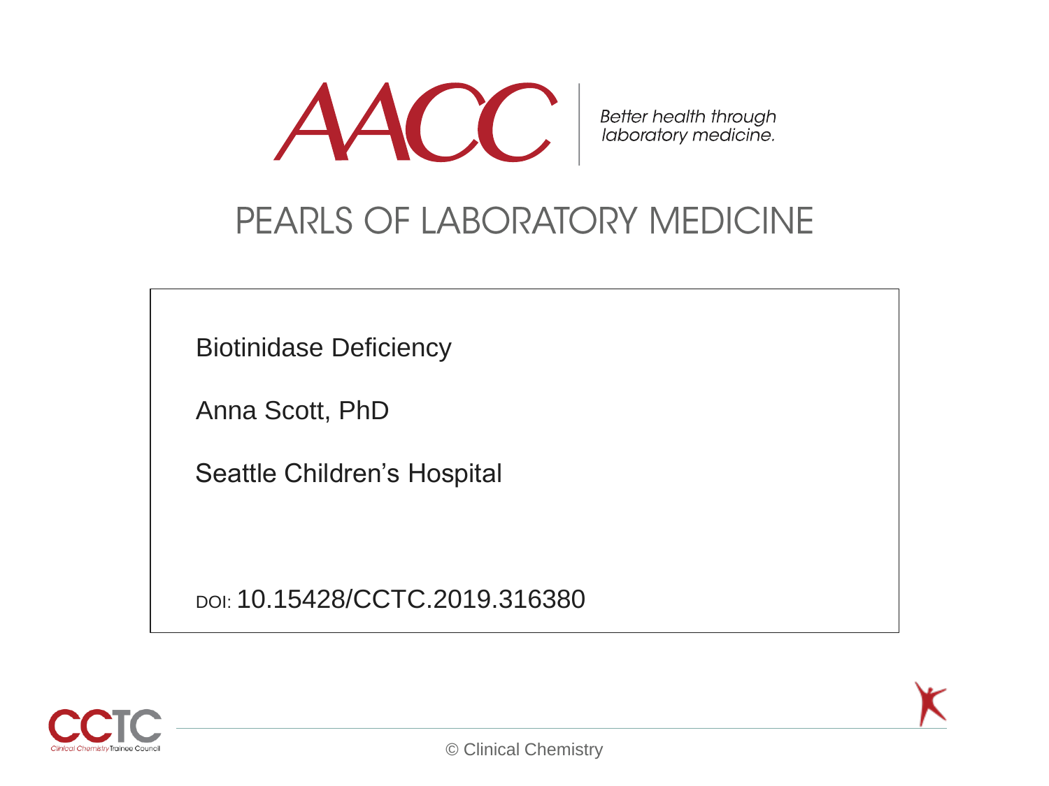AACC — Better health through laboratory medicine.

# PEARLS OF LABORATORY MEDICINE

## Biotinidase Deficiency

Anna Scott, PhD

Seattle Children's Hospital

DOI: 10.15428/CCTC.2019.316380

CCTC — Clinical Chemistry Trainee Council

© Clinical Chemistry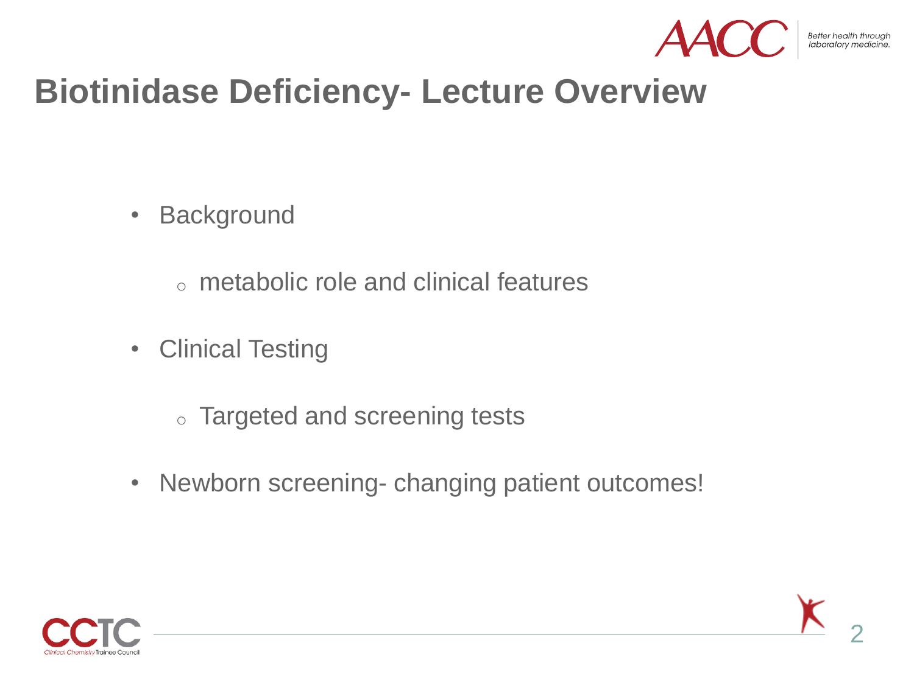# Biotinidase Deficiency- Lecture Overview

- Background
  - metabolic role and clinical features
- Clinical Testing
  - Targeted and screening tests
- Newborn screening- changing patient outcomes!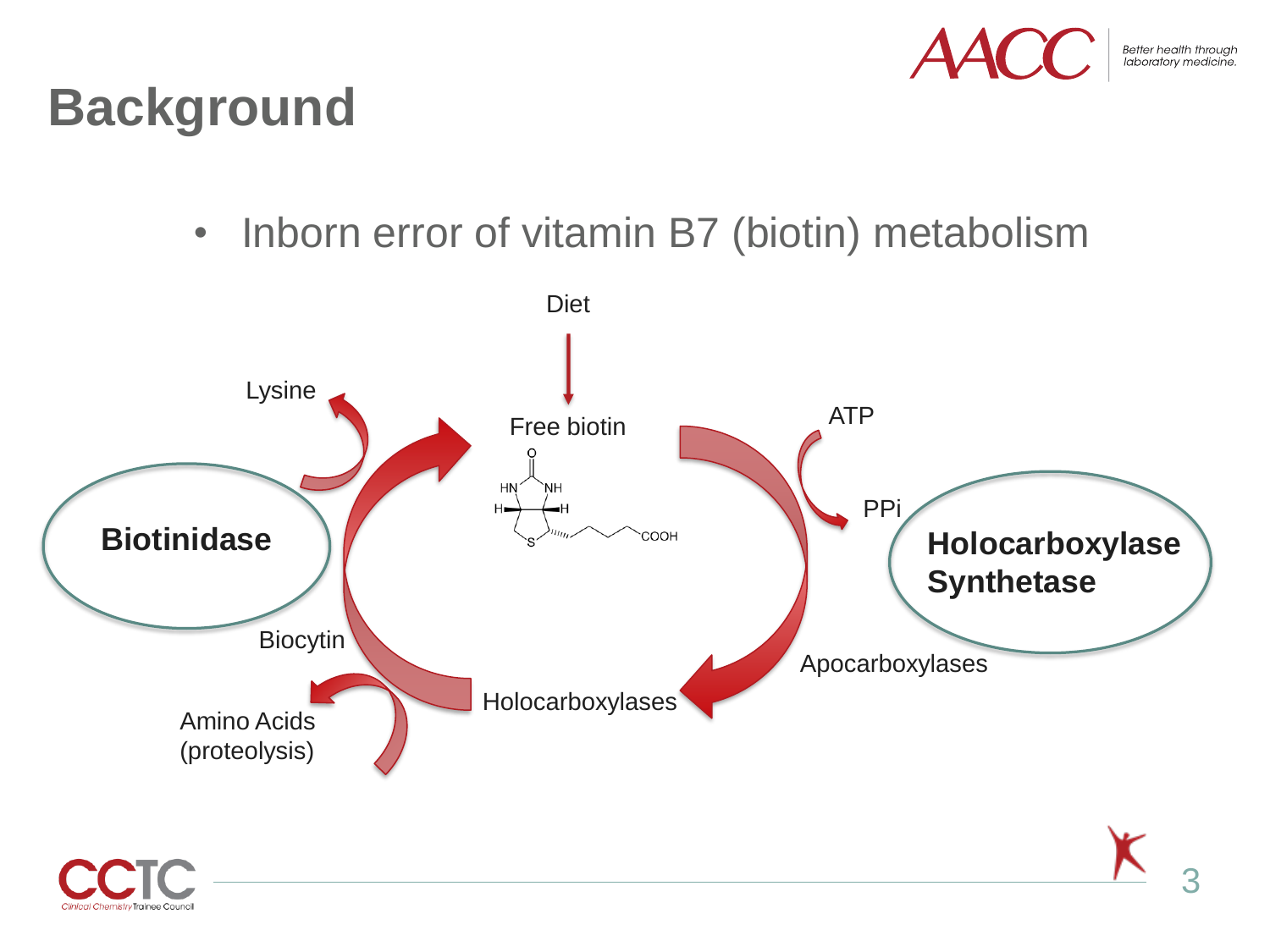# Background

- Inborn error of vitamin B7 (biotin) metabolism

Diet

Free biotin

Lysine

Biotinidase

Biocytin

Amino Acids (proteolysis)

Holocarboxylases

ATP

PPi

Holocarboxylase Synthetase

Apocarboxylases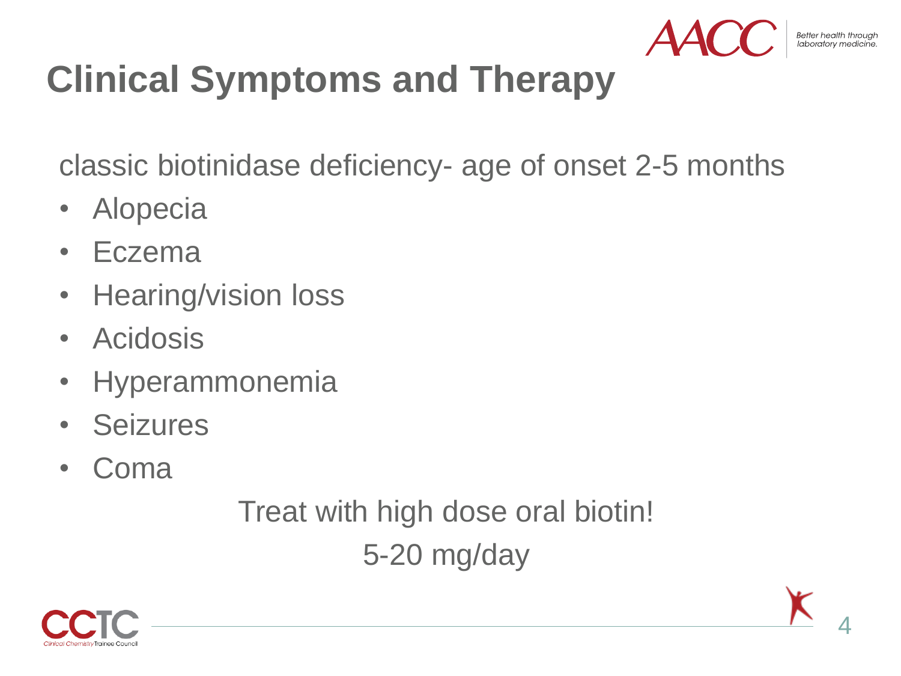# Clinical Symptoms and Therapy

classic biotinidase deficiency- age of onset 2-5 months

- Alopecia
- Eczema
- Hearing/vision loss
- Acidosis
- Hyperammonemia
- Seizures
- Coma

Treat with high dose oral biotin!

5-20 mg/day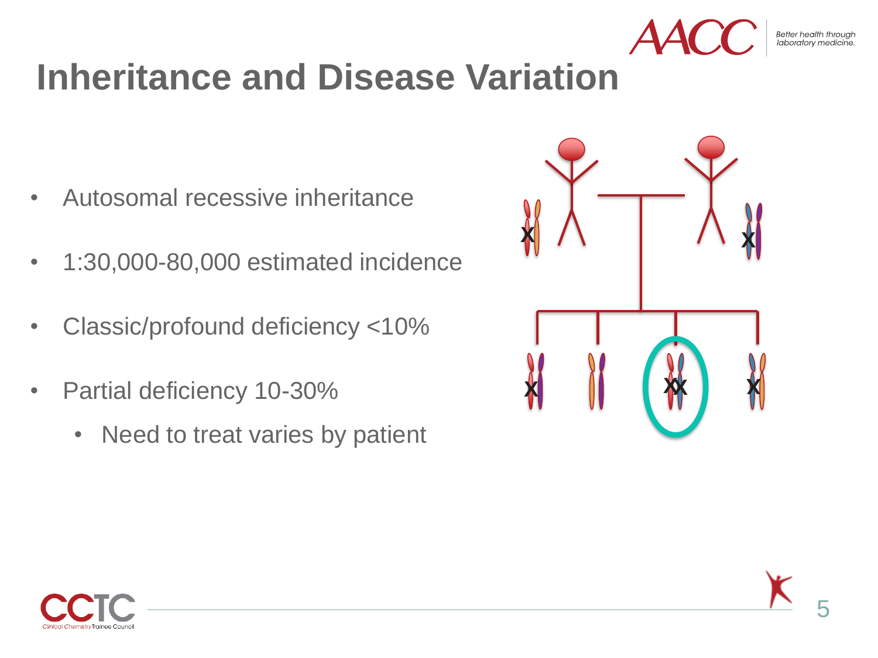# Inheritance and Disease Variation

- Autosomal recessive inheritance
- 1:30,000-80,000 estimated incidence
- Classic/profound deficiency <10%
- Partial deficiency 10-30%
  - Need to treat varies by patient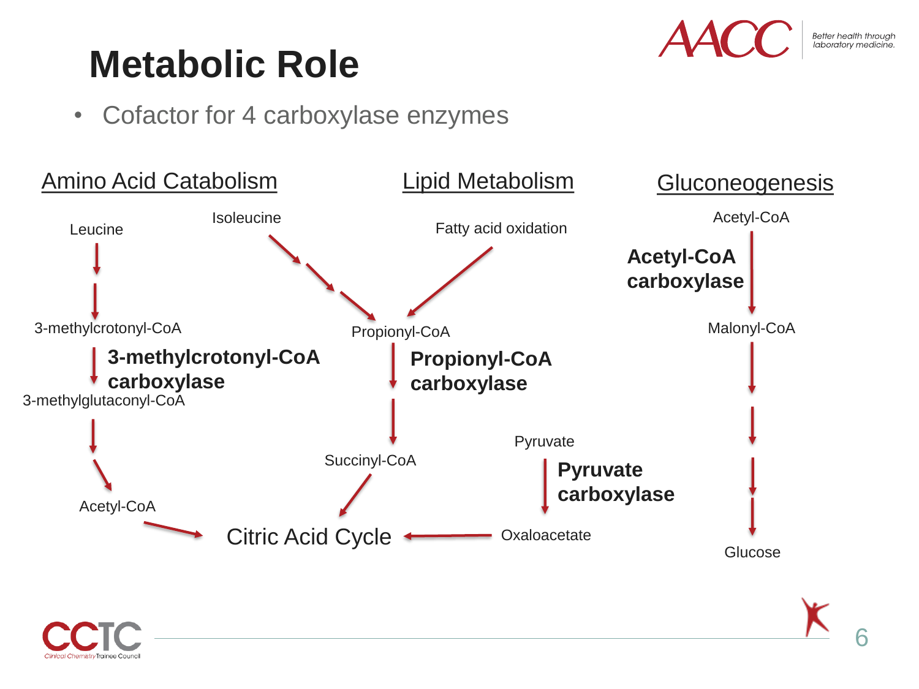# Metabolic Role

- Cofactor for 4 carboxylase enzymes

<u>Amino Acid Catabolism</u>

Leucine → 3-methylcrotonyl-CoA

3-methylcrotonyl-CoA → (**3-methylcrotonyl-CoA carboxylase**) → 3-methylglutaconyl-CoA

3-methylglutaconyl-CoA → Acetyl-CoA → Citric Acid Cycle

Isoleucine → Propionyl-CoA

<u>Lipid Metabolism</u>

Fatty acid oxidation → Propionyl-CoA

Propionyl-CoA → (**Propionyl-CoA carboxylase**) → Succinyl-CoA → Citric Acid Cycle

Pyruvate → (**Pyruvate carboxylase**) → Oxaloacetate → Citric Acid Cycle

<u>Gluconeogenesis</u>

Acetyl-CoA → (**Acetyl-CoA carboxylase**) → Malonyl-CoA

Malonyl-CoA → Glucose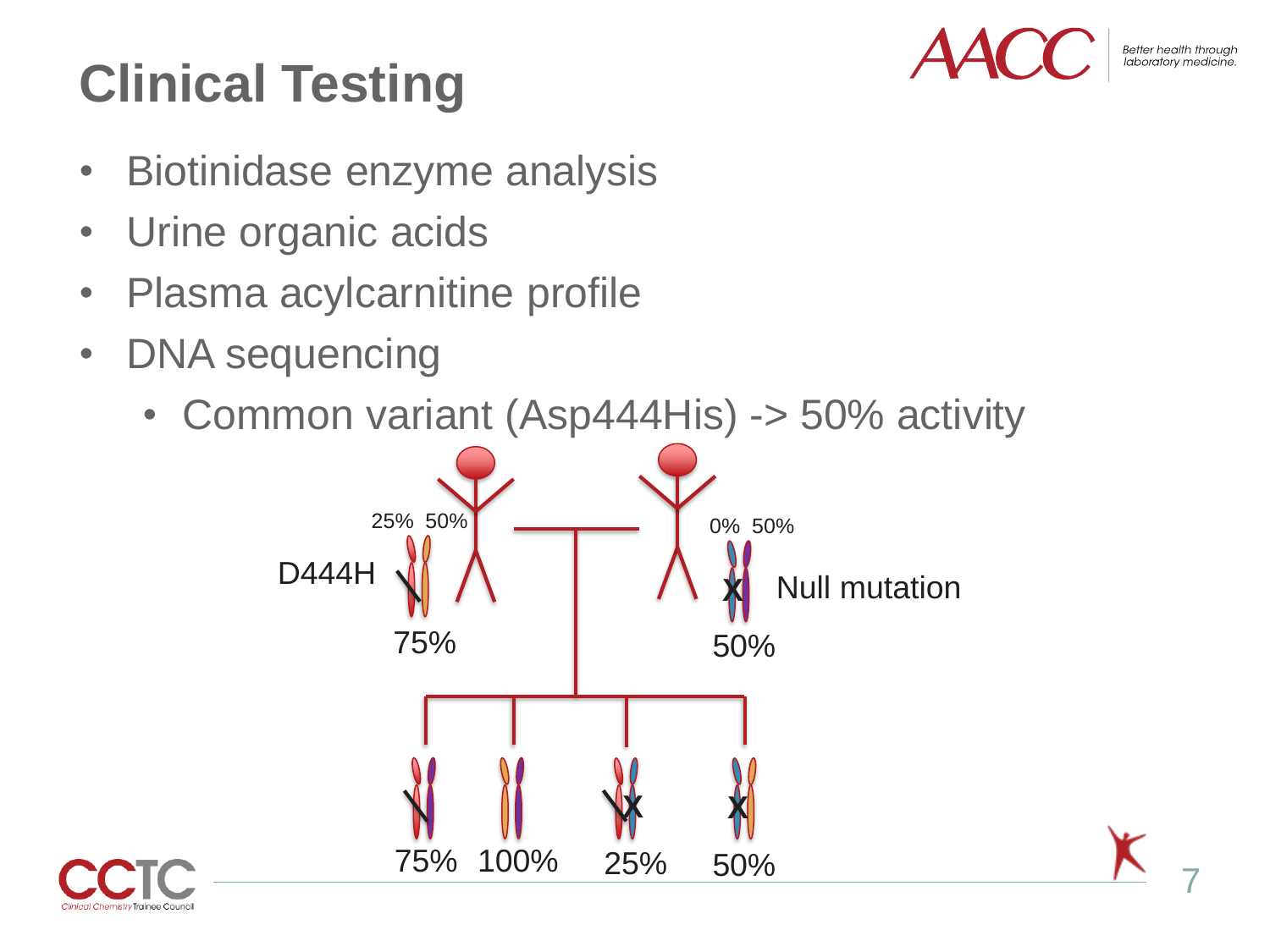# Clinical Testing

- Biotinidase enzyme analysis
- Urine organic acids
- Plasma acylcarnitine profile
- DNA sequencing
  - Common variant (Asp444His) -> 50% activity

D444H

25% 50%

75%

0% 50%

Null mutation

50%

75% 100% 25% 50%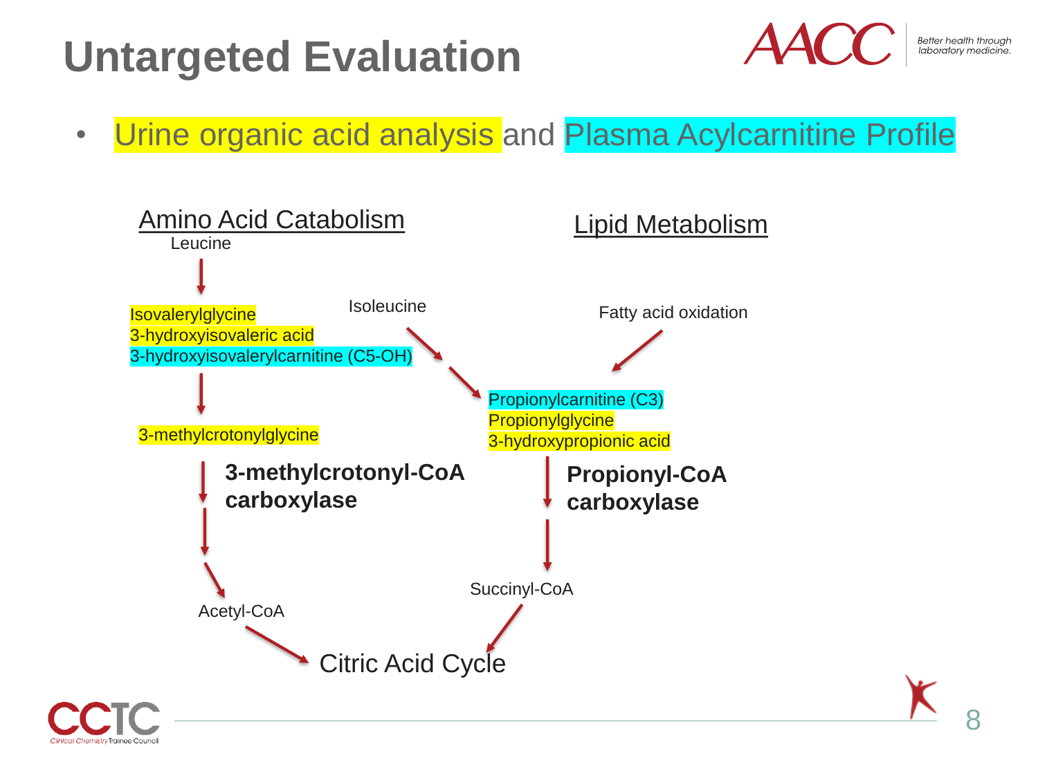# Untargeted Evaluation

- Urine organic acid analysis and Plasma Acylcarnitine Profile

## Amino Acid Catabolism

Leucine

↓

Isovalerylglycine
3-hydroxyisovaleric acid
3-hydroxyisovalerylcarnitine (C5-OH)

↓

3-methylcrotonylglycine

↓ **3-methylcrotonyl-CoA carboxylase**

↓

Acetyl-CoA

Isoleucine

↘

## Lipid Metabolism

Fatty acid oxidation

↙

Propionylcarnitine (C3)
Propionylglycine
3-hydroxypropionic acid

↓ **Propionyl-CoA carboxylase**

↓

Succinyl-CoA

Acetyl-CoA → Citric Acid Cycle ← Succinyl-CoA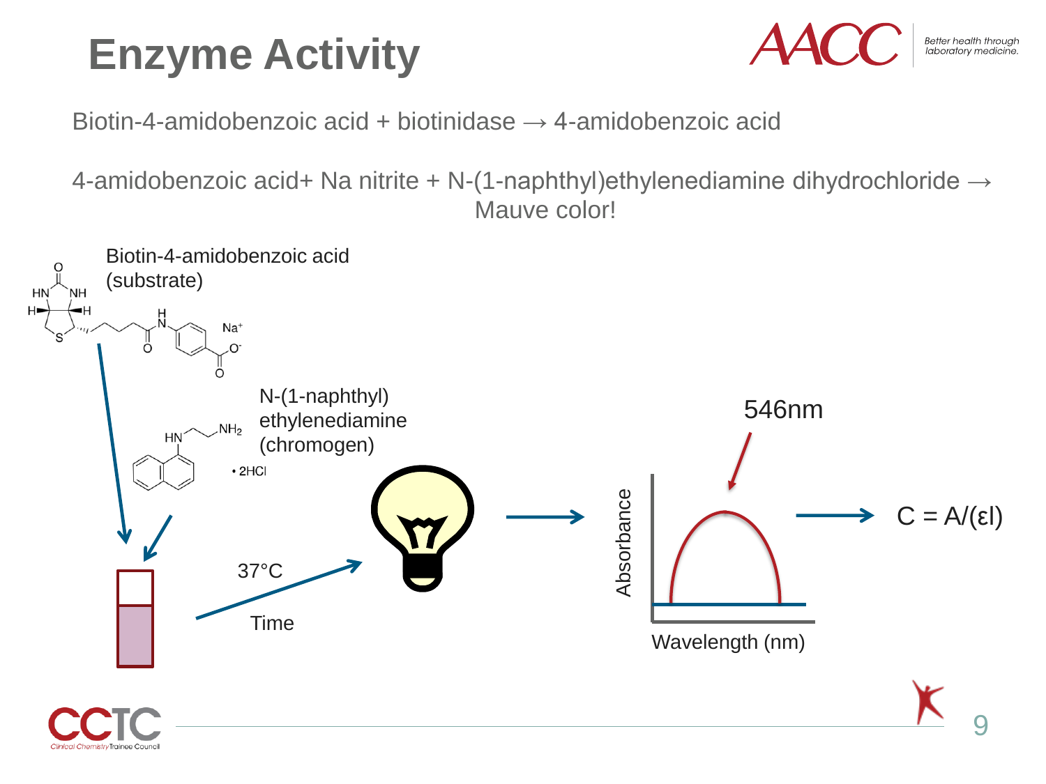# Enzyme Activity

Biotin-4-amidobenzoic acid + biotinidase → 4-amidobenzoic acid

4-amidobenzoic acid+ Na nitrite + N-(1-naphthyl)ethylenediamine dihydrochloride → Mauve color!

Biotin-4-amidobenzoic acid (substrate)

N-(1-naphthyl) ethylenediamine (chromogen)

• 2HCl

37°C

Time

546nm

Absorbance

Wavelength (nm)

$C = A/(\varepsilon l)$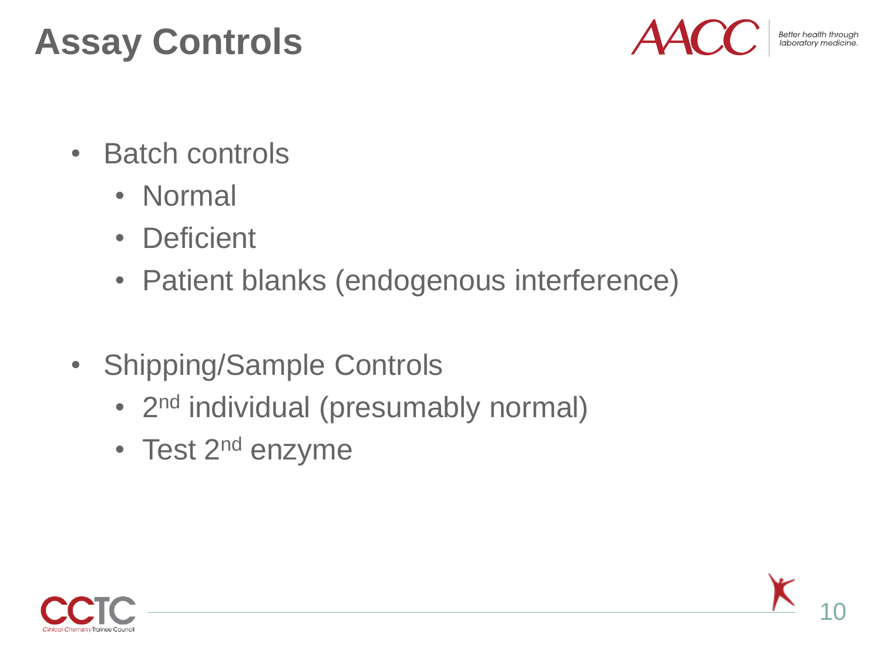# Assay Controls

- Batch controls
  - Normal
  - Deficient
  - Patient blanks (endogenous interference)

- Shipping/Sample Controls
  - 2nd individual (presumably normal)
  - Test 2nd enzyme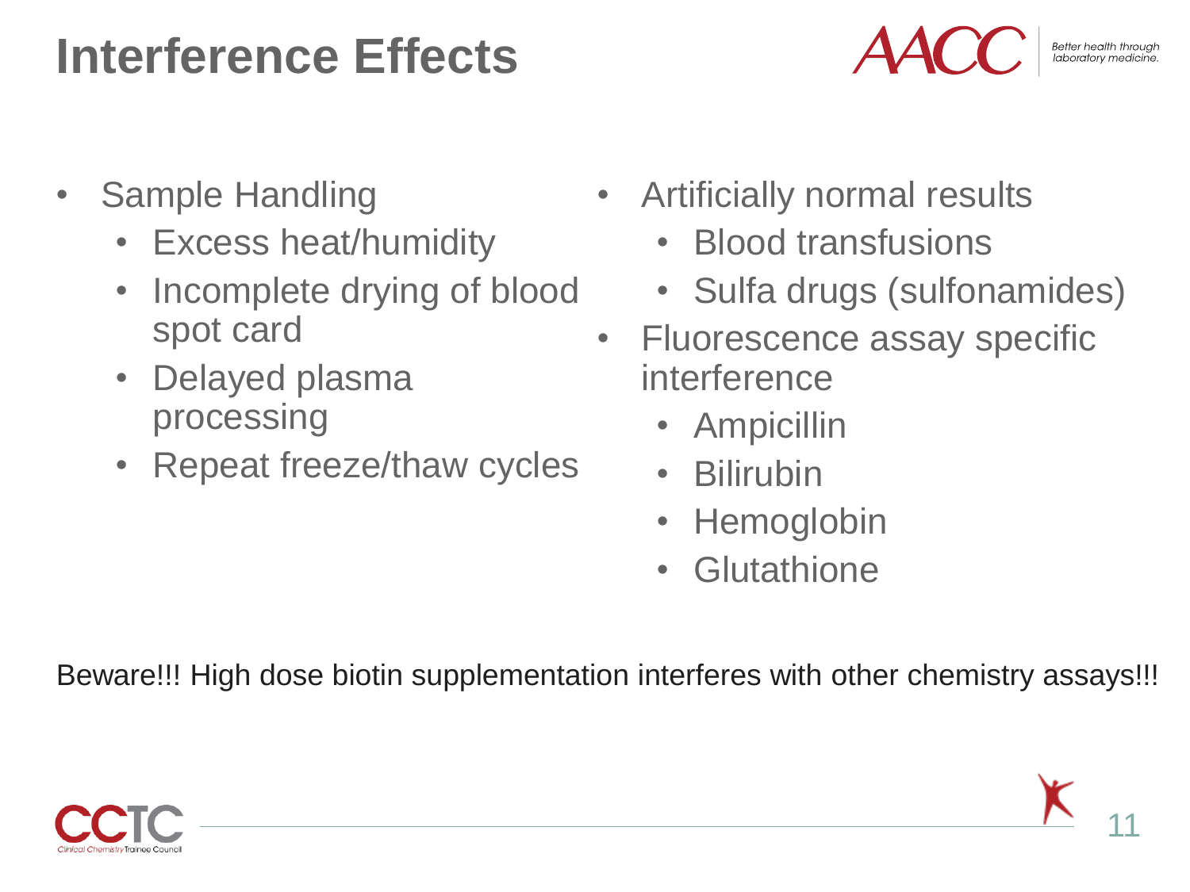# Interference Effects

- Sample Handling
  - Excess heat/humidity
  - Incomplete drying of blood spot card
  - Delayed plasma processing
  - Repeat freeze/thaw cycles
- Artificially normal results
  - Blood transfusions
  - Sulfa drugs (sulfonamides)
- Fluorescence assay specific interference
  - Ampicillin
  - Bilirubin
  - Hemoglobin
  - Glutathione

Beware!!! High dose biotin supplementation interferes with other chemistry assays!!!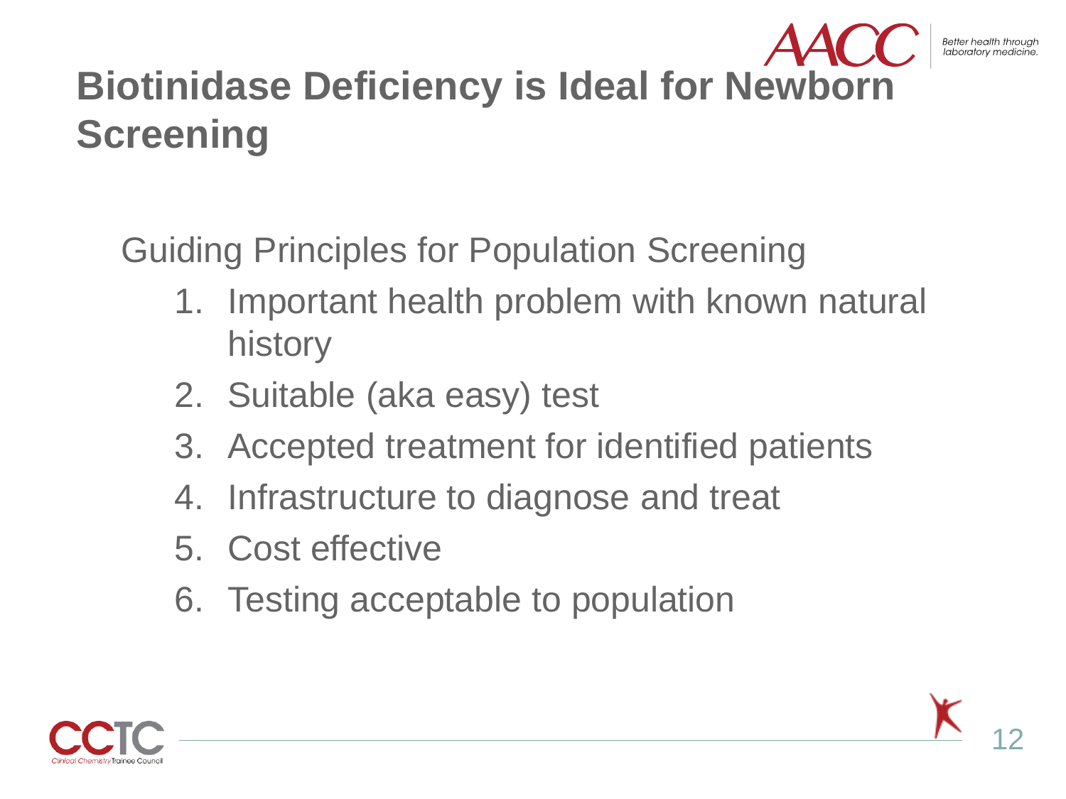# Biotinidase Deficiency is Ideal for Newborn Screening

Guiding Principles for Population Screening

1. Important health problem with known natural history
2. Suitable (aka easy) test
3. Accepted treatment for identified patients
4. Infrastructure to diagnose and treat
5. Cost effective
6. Testing acceptable to population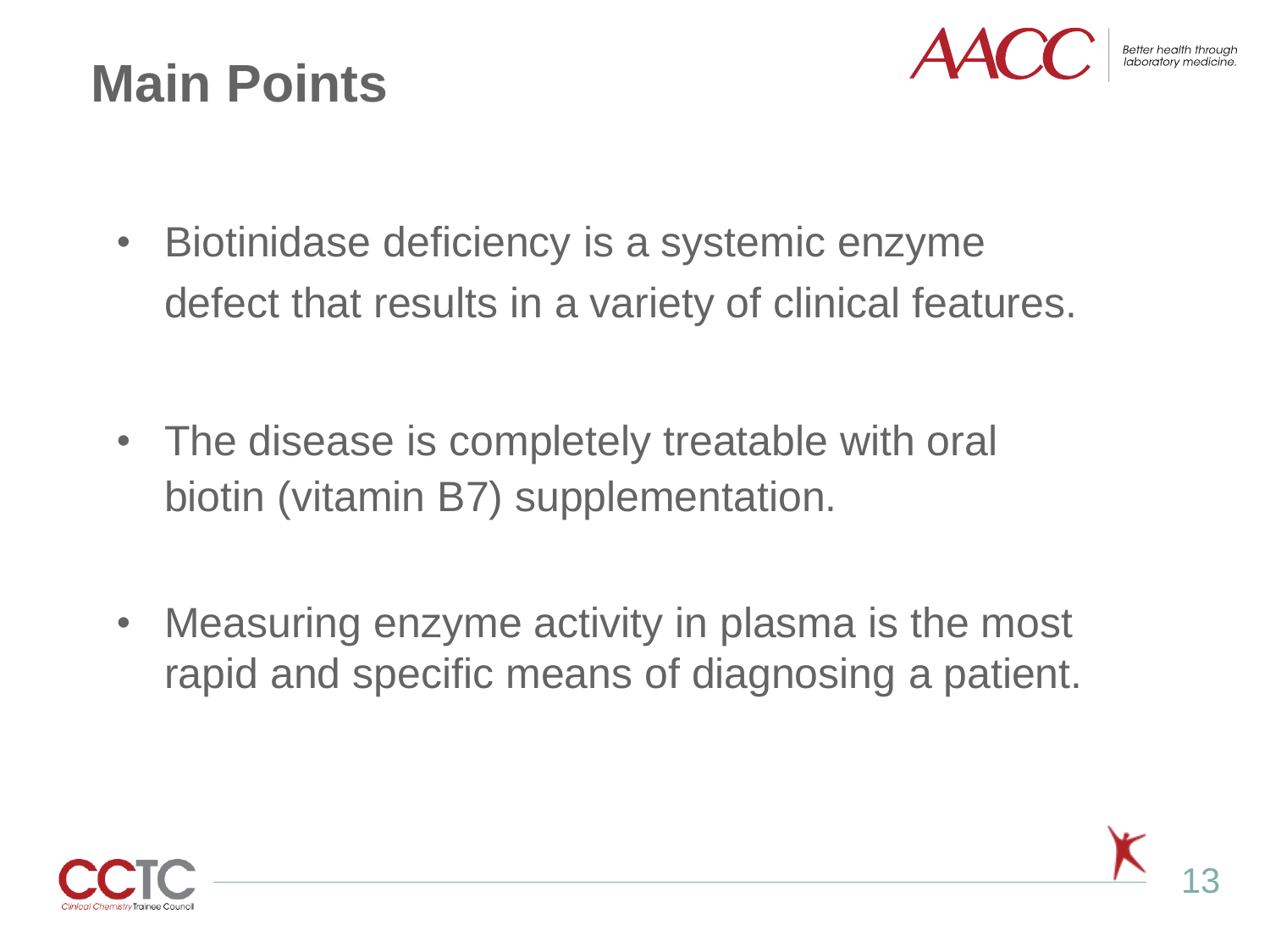# Main Points

- Biotinidase deficiency is a systemic enzyme defect that results in a variety of clinical features.
- The disease is completely treatable with oral biotin (vitamin B7) supplementation.
- Measuring enzyme activity in plasma is the most rapid and specific means of diagnosing a patient.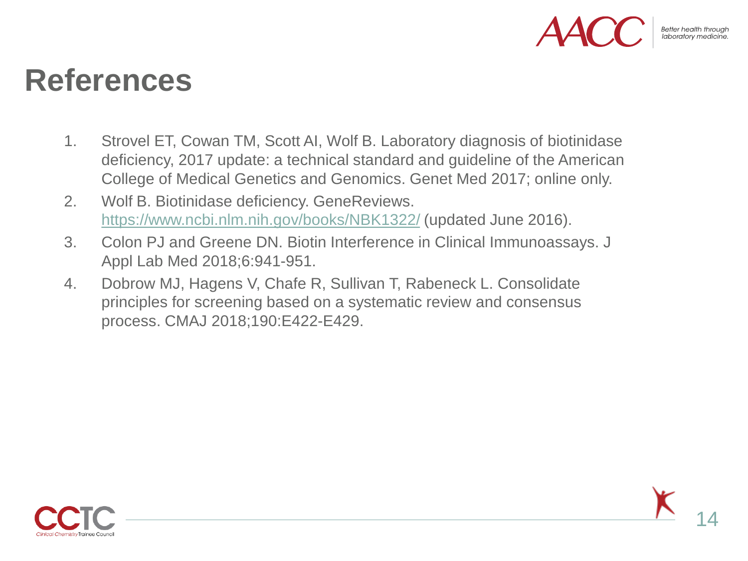# References

1. Strovel ET, Cowan TM, Scott AI, Wolf B. Laboratory diagnosis of biotinidase deficiency, 2017 update: a technical standard and guideline of the American College of Medical Genetics and Genomics. Genet Med 2017; online only.
2. Wolf B. Biotinidase deficiency. GeneReviews. https://www.ncbi.nlm.nih.gov/books/NBK1322/ (updated June 2016).
3. Colon PJ and Greene DN. Biotin Interference in Clinical Immunoassays. J Appl Lab Med 2018;6:941-951.
4. Dobrow MJ, Hagens V, Chafe R, Sullivan T, Rabeneck L. Consolidate principles for screening based on a systematic review and consensus process. CMAJ 2018;190:E422-E429.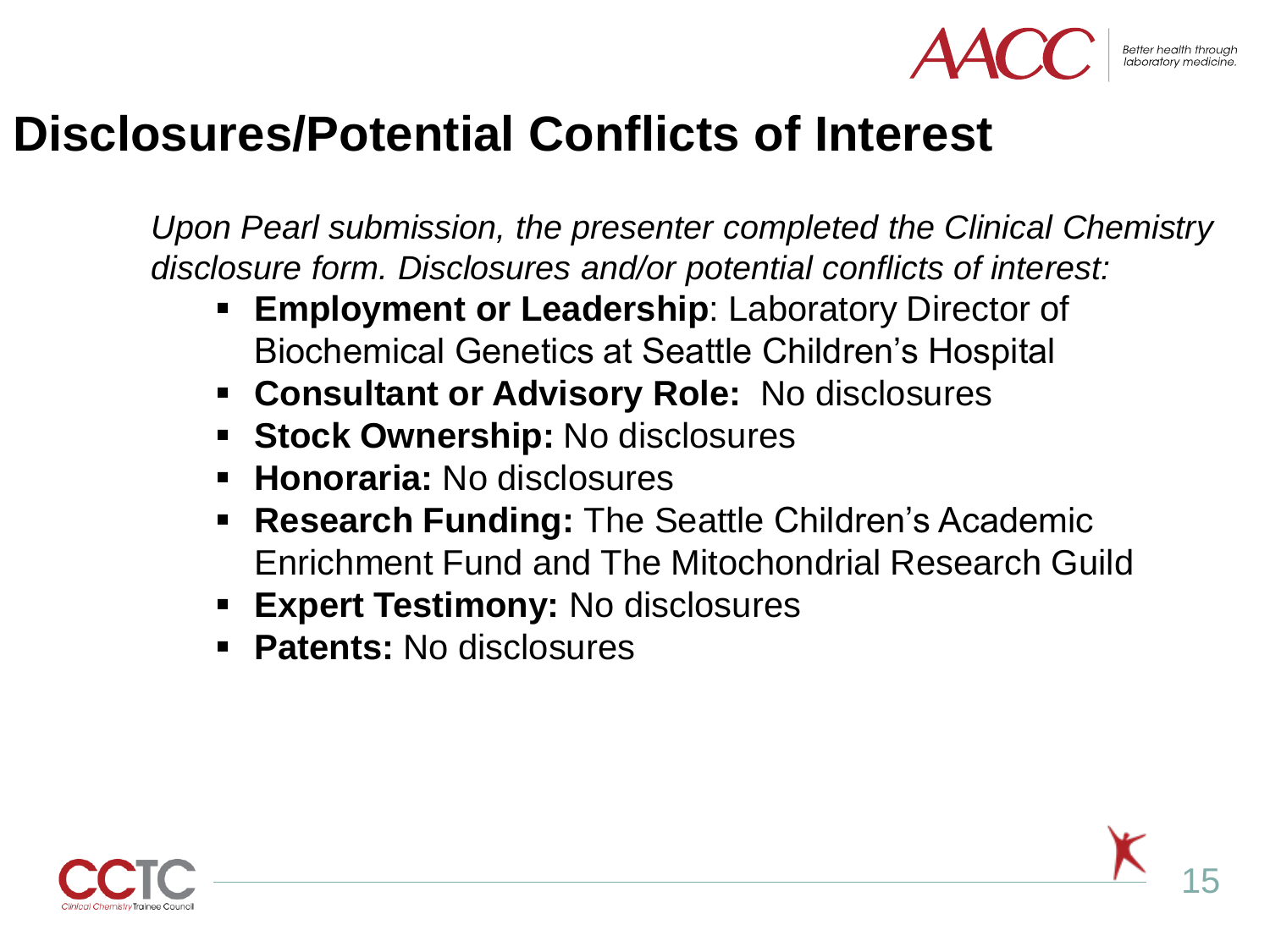# Disclosures/Potential Conflicts of Interest

*Upon Pearl submission, the presenter completed the Clinical Chemistry disclosure form. Disclosures and/or potential conflicts of interest:*

- **Employment or Leadership**: Laboratory Director of Biochemical Genetics at Seattle Children's Hospital
- **Consultant or Advisory Role:** No disclosures
- **Stock Ownership:** No disclosures
- **Honoraria:** No disclosures
- **Research Funding:** The Seattle Children's Academic Enrichment Fund and The Mitochondrial Research Guild
- **Expert Testimony:** No disclosures
- **Patents:** No disclosures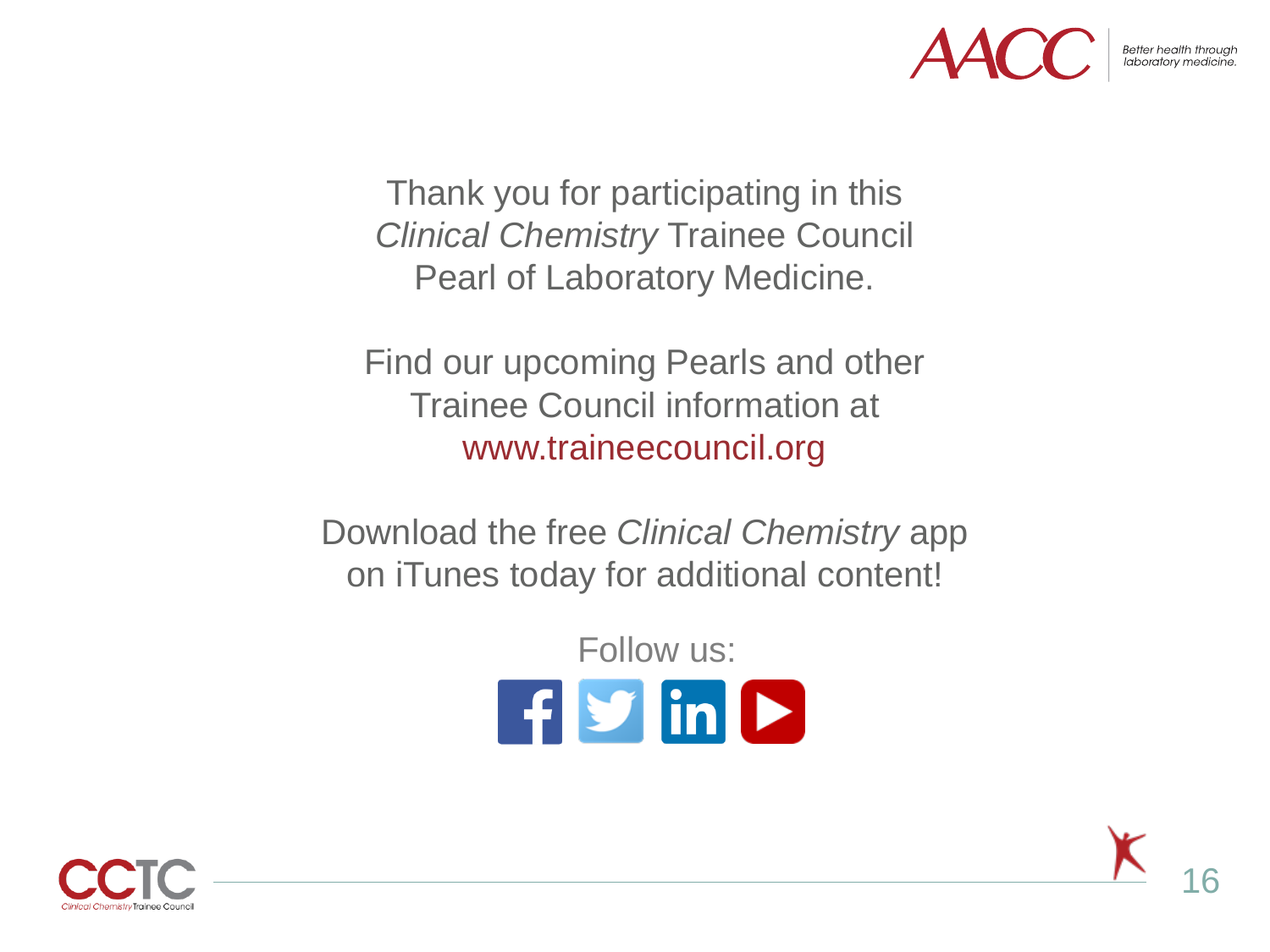Thank you for participating in this *Clinical Chemistry* Trainee Council Pearl of Laboratory Medicine.

Find our upcoming Pearls and other Trainee Council information at www.traineecouncil.org

Download the free *Clinical Chemistry* app on iTunes today for additional content!

Follow us: